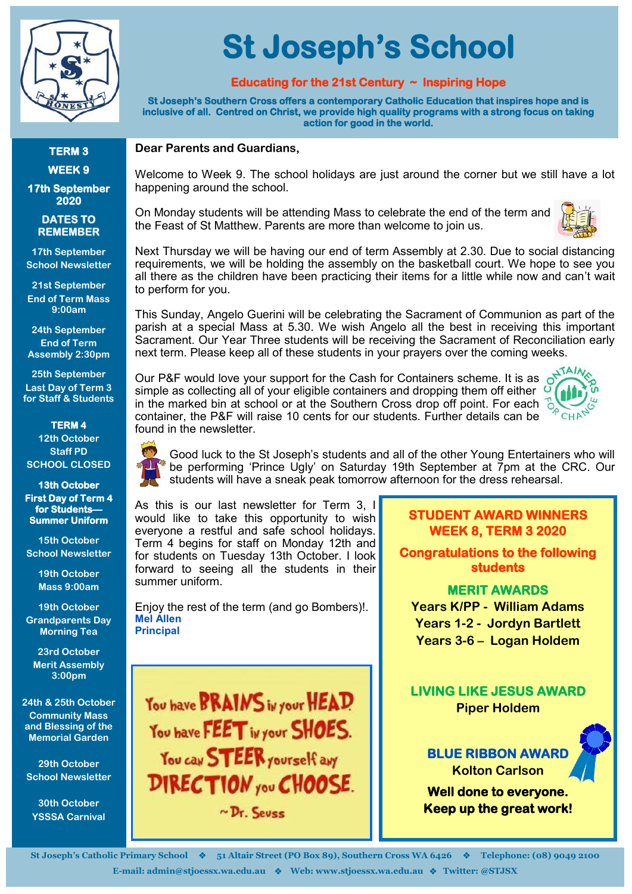# St Joseph's School

**Educating for the 21st Century ~ Inspiring Hope**

**St Joseph's Southern Cross offers a contemporary Catholic Education that inspires hope and is inclusive of all. Centred on Christ, we provide high quality programs with a strong focus on taking action for good in the world.**

**TERM 3**

**WEEK 9**

**17th September 2020**

**DATES TO REMEMBER**

**17th September**
School Newsletter

**21st September**
End of Term Mass 9:00am

**24th September**
End of Term Assembly 2:30pm

**25th September**
Last Day of Term 3 for Staff & Students

**TERM 4**

**12th October**
Staff PD
SCHOOL CLOSED

**13th October**
First Day of Term 4 for Students— Summer Uniform

**15th October**
School Newsletter

**19th October**
Mass 9:00am

**19th October**
Grandparents Day Morning Tea

**23rd October**
Merit Assembly 3:00pm

**24th & 25th October**
Community Mass and Blessing of the Memorial Garden

**29th October**
School Newsletter

**30th October**
YSSSA Carnival

**Dear Parents and Guardians,**

Welcome to Week 9. The school holidays are just around the corner but we still have a lot happening around the school.

On Monday students will be attending Mass to celebrate the end of the term and the Feast of St Matthew. Parents are more than welcome to join us.

Next Thursday we will be having our end of term Assembly at 2.30. Due to social distancing requirements, we will be holding the assembly on the basketball court. We hope to see you all there as the children have been practicing their items for a little while now and can't wait to perform for you.

This Sunday, Angelo Guerini will be celebrating the Sacrament of Communion as part of the parish at a special Mass at 5.30. We wish Angelo all the best in receiving this important Sacrament. Our Year Three students will be receiving the Sacrament of Reconciliation early next term. Please keep all of these students in your prayers over the coming weeks.

Our P&F would love your support for the Cash for Containers scheme. It is as simple as collecting all of your eligible containers and dropping them off either in the marked bin at school or at the Southern Cross drop off point. For each container, the P&F will raise 10 cents for our students. Further details can be found in the newsletter.

Good luck to the St Joseph's students and all of the other Young Entertainers who will be performing 'Prince Ugly' on Saturday 19th September at 7pm at the CRC. Our students will have a sneak peak tomorrow afternoon for the dress rehearsal.

As this is our last newsletter for Term 3, I would like to take this opportunity to wish everyone a restful and safe school holidays. Term 4 begins for staff on Monday 12th and for students on Tuesday 13th October. I look forward to seeing all the students in their summer uniform.

Enjoy the rest of the term (and go Bombers)!.

**Mel Allen**
**Principal**

You have BRAINS in your HEAD. You have FEET in your SHOES. You can STEER yourself any DIRECTION you CHOOSE.
~ Dr. Seuss

## STUDENT AWARD WINNERS WEEK 8, TERM 3 2020

**Congratulations to the following students**

### MERIT AWARDS

**Years K/PP - William Adams**
**Years 1-2 - Jordyn Bartlett**
**Years 3-6 – Logan Holdem**

### LIVING LIKE JESUS AWARD

**Piper Holdem**

### BLUE RIBBON AWARD

**Kolton Carlson**

**Well done to everyone.**
**Keep up the great work!**

St Joseph's Catholic Primary School ❖ 51 Altair Street (PO Box 89), Southern Cross WA 6426 ❖ Telephone: (08) 9049 2100
E-mail: admin@stjoessx.wa.edu.au ❖ Web: www.stjoessx.wa.edu.au ❖ Twitter: @STJSX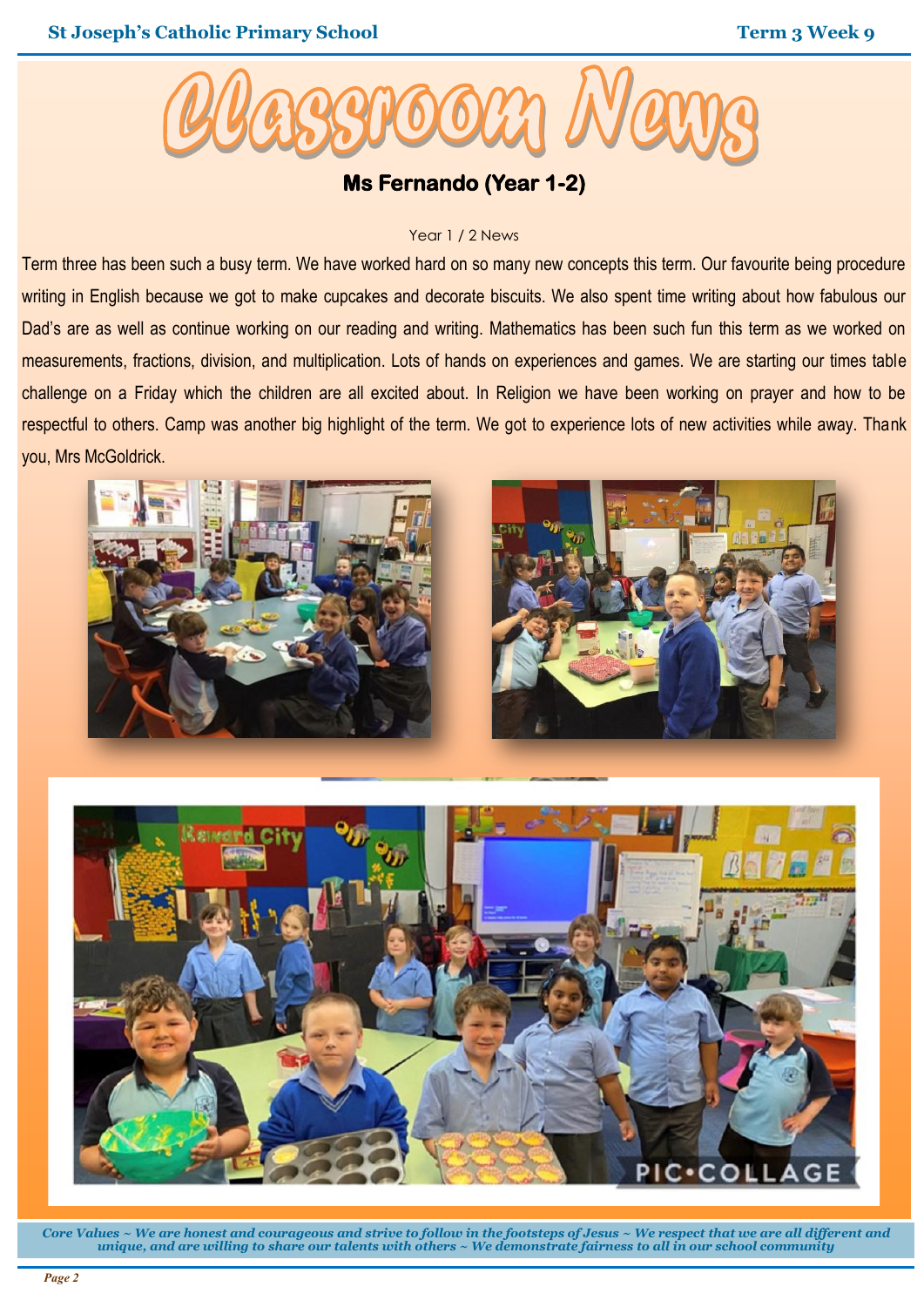# Classroom News

## Ms Fernando (Year 1-2)

Year 1 / 2 News

Term three has been such a busy term. We have worked hard on so many new concepts this term. Our favourite being procedure writing in English because we got to make cupcakes and decorate biscuits. We also spent time writing about how fabulous our Dad's are as well as continue working on our reading and writing. Mathematics has been such fun this term as we worked on measurements, fractions, division, and multiplication. Lots of hands on experiences and games. We are starting our times table challenge on a Friday which the children are all excited about. In Religion we have been working on prayer and how to be respectful to others. Camp was another big highlight of the term. We got to experience lots of new activities while away. Thank you, Mrs McGoldrick.

*Core Values ~ We are honest and courageous and strive to follow in the footsteps of Jesus ~ We respect that we are all different and unique, and are willing to share our talents with others ~ We demonstrate fairness to all in our school community*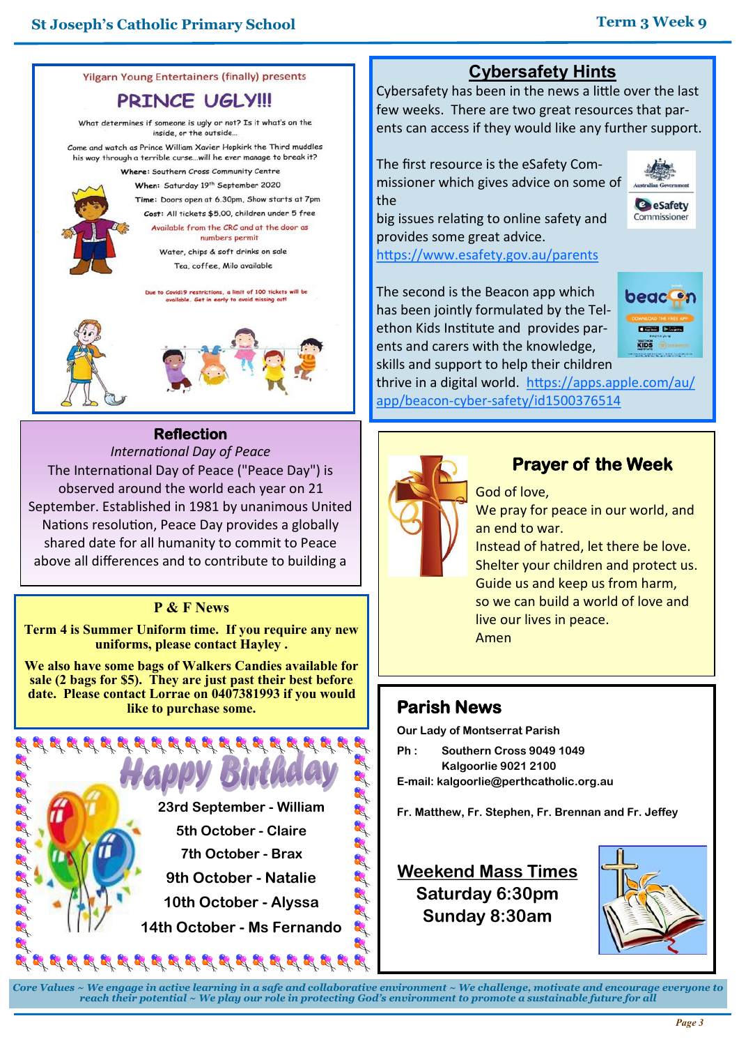## Yilgarn Young Entertainers (finally) presents

# PRINCE UGLY!!!

What determines if someone is ugly or not? Is it what's on the inside, or the outside…

Come and watch as Prince William Xavier Hopkirk the Third muddles his way through a terrible curse…will he ever manage to break it?

**Where:** Southern Cross Community Centre

**When:** Saturday 19th September 2020

**Time:** Doors open at 6.30pm, Show starts at 7pm

**Cost:** All tickets $5.00, children under 5 free

Available from the CRC and at the door as numbers permit

Water, chips & soft drinks on sale

Tea, coffee, Milo available

Due to Covid19 restrictions, a limit of 100 tickets will be available. Get in early to avoid missing out!

## Reflection

*International Day of Peace*

The International Day of Peace ("Peace Day") is observed around the world each year on 21 September. Established in 1981 by unanimous United Nations resolution, Peace Day provides a globally shared date for all humanity to commit to Peace above all differences and to contribute to building a

## P & F News

**Term 4 is Summer Uniform time. If you require any new uniforms, please contact Hayley .**

**We also have some bags of Walkers Candies available for sale (2 bags for $5). They are just past their best before date. Please contact Lorrae on 0407381993 if you would like to purchase some.**

## Happy Birthday

23rd September - William

5th October - Claire

7th October - Brax

9th October - Natalie

10th October - Alyssa

14th October - Ms Fernando

## Cybersafety Hints

Cybersafety has been in the news a little over the last few weeks. There are two great resources that parents can access if they would like any further support.

The first resource is the eSafety Commissioner which gives advice on some of the big issues relating to online safety and provides some great advice. https://www.esafety.gov.au/parents

The second is the Beacon app which has been jointly formulated by the Telethon Kids Institute and provides parents and carers with the knowledge, skills and support to help their children thrive in a digital world. https://apps.apple.com/au/app/beacon-cyber-safety/id1500376514

## Prayer of the Week

God of love,
We pray for peace in our world, and an end to war.
Instead of hatred, let there be love.
Shelter your children and protect us.
Guide us and keep us from harm,
so we can build a world of love and live our lives in peace.
Amen

## Parish News

**Our Lady of Montserrat Parish**

**Ph :** Southern Cross 9049 1049
Kalgoorlie 9021 2100

**E-mail: kalgoorlie@perthcatholic.org.au**

**Fr. Matthew, Fr. Stephen, Fr. Brennan and Fr. Jeffey**

### Weekend Mass Times

**Saturday 6:30pm**
**Sunday 8:30am**

*Core Values ~ We engage in active learning in a safe and collaborative environment ~ We challenge, motivate and encourage everyone to reach their potential ~ We play our role in protecting God's environment to promote a sustainable future for all*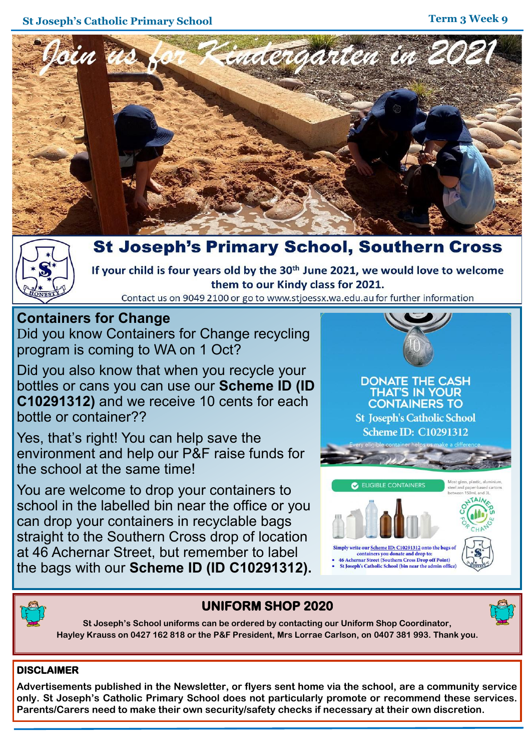*Join us for Kindergarten in 2021*

## St Joseph's Primary School, Southern Cross

**If your child is four years old by the 30th June 2021, we would love to welcome them to our Kindy class for 2021.**

Contact us on 9049 2100 or go to www.stjoessx.wa.edu.au for further information

## Containers for Change

Did you know Containers for Change recycling program is coming to WA on 1 Oct?

Did you also know that when you recycle your bottles or cans you can use our **Scheme ID (ID C10291312)** and we receive 10 cents for each bottle or container??

Yes, that's right! You can help save the environment and help our P&F raise funds for the school at the same time!

You are welcome to drop your containers to school in the labelled bin near the office or you can drop your containers in recyclable bags straight to the Southern Cross drop of location at 46 Achernar Street, but remember to label the bags with our **Scheme ID (ID C10291312).**

DONATE THE CASH THAT'S IN YOUR CONTAINERS TO

St Joseph's Catholic School

Scheme ID: C10291312

Every eligible container helps us make a difference.

ELIGIBLE CONTAINERS

Most glass, plastic, aluminium, steel and paper-based cartons between 150mL and 3L.

Simply write our Scheme ID: C10291312 onto the bags of containers you donate and drop to:

- 46 Achernar Street (Southern Cross Drop off Point)
- St Joseph's Catholic School (bin near the admin office)

## UNIFORM SHOP 2020

**St Joseph's School uniforms can be ordered by contacting our Uniform Shop Coordinator, Hayley Krauss on 0427 162 818 or the P&F President, Mrs Lorrae Carlson, on 0407 381 993. Thank you.**

### DISCLAIMER

**Advertisements published in the Newsletter, or flyers sent home via the school, are a community service only. St Joseph's Catholic Primary School does not particularly promote or recommend these services. Parents/Carers need to make their own security/safety checks if necessary at their own discretion.**